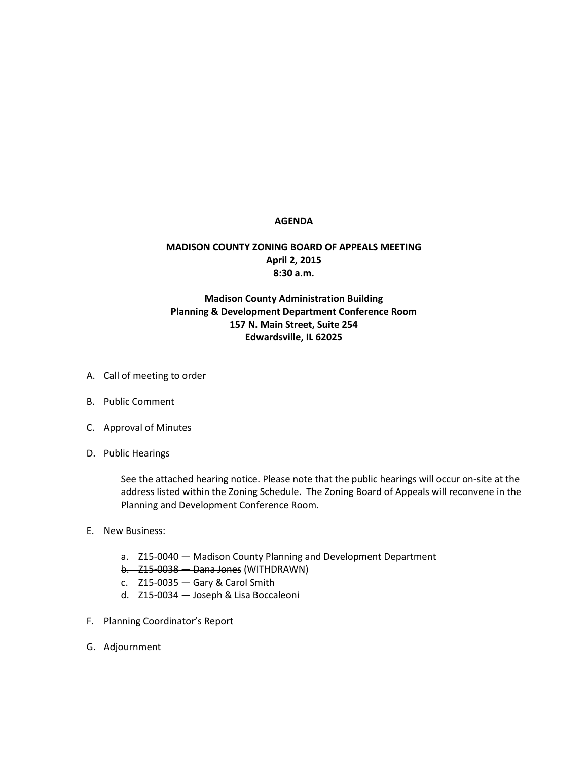# AGENDA

## MADISON COUNTY ZONING BOARD OF APPEALS MEETING
**April 2, 2015**
**8:30 a.m.**

**Madison County Administration Building**
**Planning & Development Department Conference Room**
**157 N. Main Street, Suite 254**
**Edwardsville, IL 62025**

A. Call of meeting to order

B. Public Comment

C. Approval of Minutes

D. Public Hearings

   See the attached hearing notice. Please note that the public hearings will occur on-site at the address listed within the Zoning Schedule. The Zoning Board of Appeals will reconvene in the Planning and Development Conference Room.

E. New Business:

   a. Z15-0040 — Madison County Planning and Development Department
   b. ~~Z15-0038 — Dana Jones~~ (WITHDRAWN)
   c. Z15-0035 — Gary & Carol Smith
   d. Z15-0034 — Joseph & Lisa Boccaleoni

F. Planning Coordinator's Report

G. Adjournment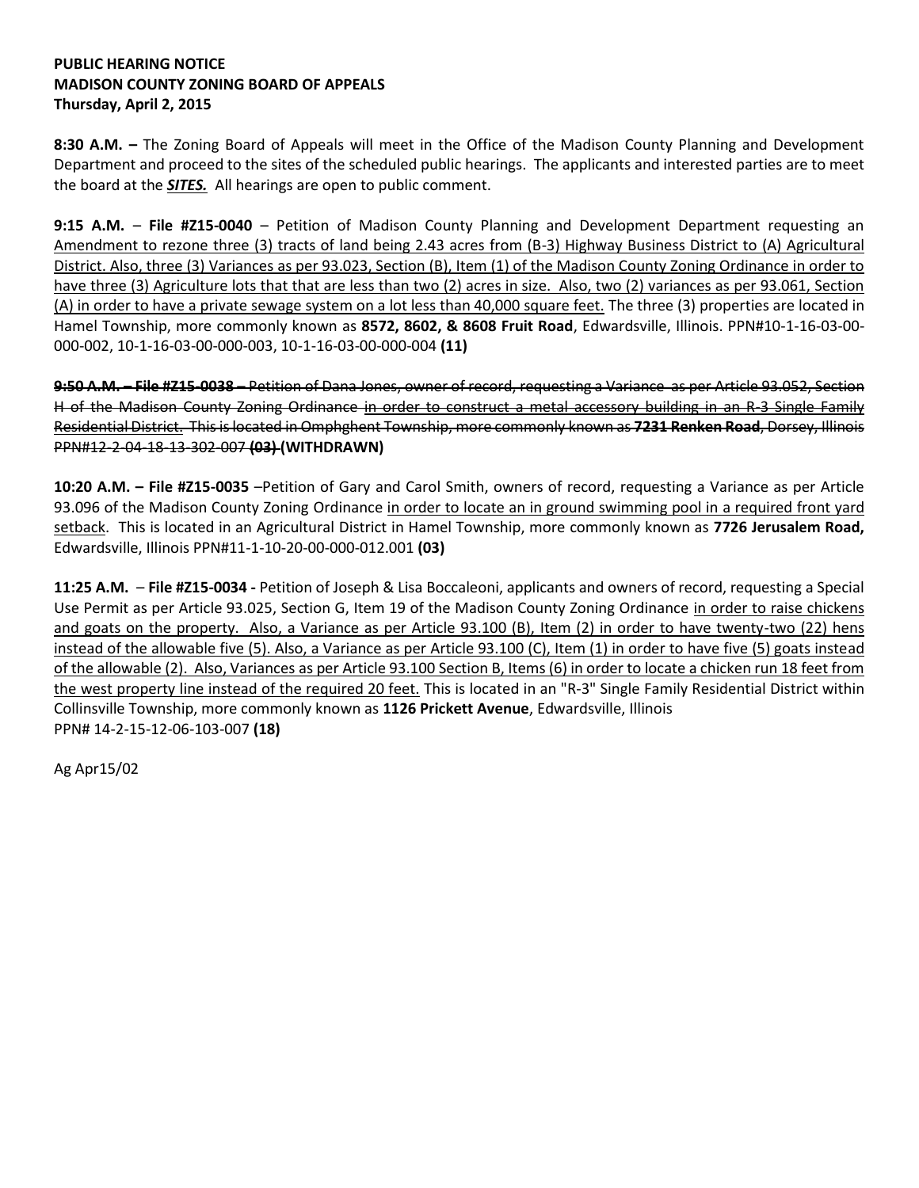**PUBLIC HEARING NOTICE**
**MADISON COUNTY ZONING BOARD OF APPEALS**
**Thursday, April 2, 2015**

**8:30 A.M. –** The Zoning Board of Appeals will meet in the Office of the Madison County Planning and Development Department and proceed to the sites of the scheduled public hearings. The applicants and interested parties are to meet the board at the ***SITES.*** All hearings are open to public comment.

**9:15 A.M.** – **File #Z15-0040** – Petition of Madison County Planning and Development Department requesting an Amendment to rezone three (3) tracts of land being 2.43 acres from (B-3) Highway Business District to (A) Agricultural District. Also, three (3) Variances as per 93.023, Section (B), Item (1) of the Madison County Zoning Ordinance in order to have three (3) Agriculture lots that that are less than two (2) acres in size. Also, two (2) variances as per 93.061, Section (A) in order to have a private sewage system on a lot less than 40,000 square feet. The three (3) properties are located in Hamel Township, more commonly known as **8572, 8602, & 8608 Fruit Road**, Edwardsville, Illinois. PPN#10-1-16-03-00-000-002, 10-1-16-03-00-000-003, 10-1-16-03-00-000-004 **(11)**

~~**9:50 A.M. – File #Z15-0038 –** Petition of Dana Jones, owner of record, requesting a Variance as per Article 93.052, Section H of the Madison County Zoning Ordinance in order to construct a metal accessory building in an R-3 Single Family Residential District. This is located in Omphghent Township, more commonly known as **7231 Renken Road**, Dorsey, Illinois PPN#12-2-04-18-13-302-007 **(03)**~~ **(WITHDRAWN)**

**10:20 A.M. – File #Z15-0035** –Petition of Gary and Carol Smith, owners of record, requesting a Variance as per Article 93.096 of the Madison County Zoning Ordinance in order to locate an in ground swimming pool in a required front yard setback. This is located in an Agricultural District in Hamel Township, more commonly known as **7726 Jerusalem Road,** Edwardsville, Illinois PPN#11-1-10-20-00-000-012.001 **(03)**

**11:25 A.M.** – **File #Z15-0034 -** Petition of Joseph & Lisa Boccaleoni, applicants and owners of record, requesting a Special Use Permit as per Article 93.025, Section G, Item 19 of the Madison County Zoning Ordinance in order to raise chickens and goats on the property. Also, a Variance as per Article 93.100 (B), Item (2) in order to have twenty-two (22) hens instead of the allowable five (5). Also, a Variance as per Article 93.100 (C), Item (1) in order to have five (5) goats instead of the allowable (2). Also, Variances as per Article 93.100 Section B, Items (6) in order to locate a chicken run 18 feet from the west property line instead of the required 20 feet. This is located in an "R-3" Single Family Residential District within Collinsville Township, more commonly known as **1126 Prickett Avenue**, Edwardsville, Illinois
PPN# 14-2-15-12-06-103-007 **(18)**

Ag Apr15/02